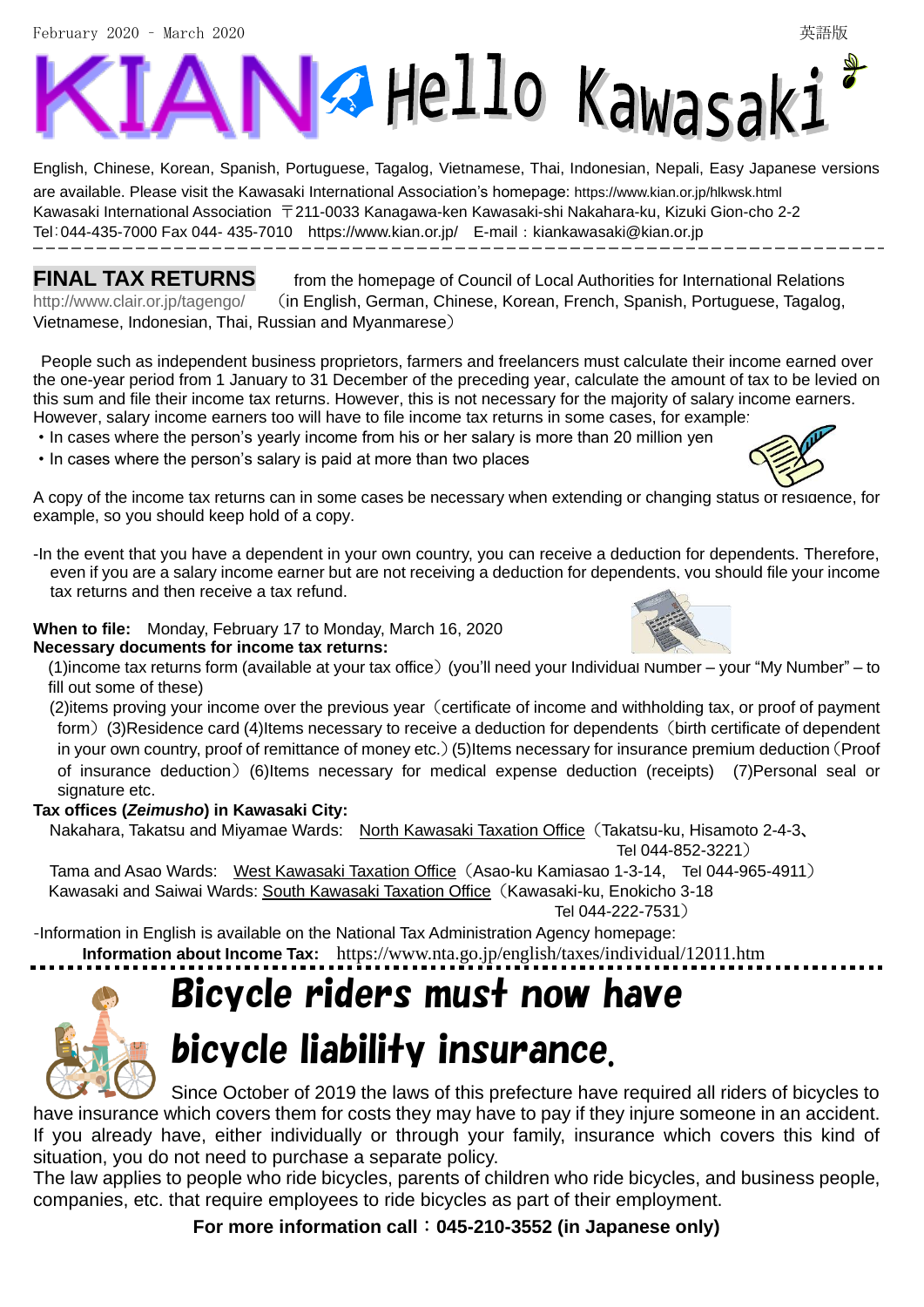February 2020 – March 2020 英語版

# KIAN Hello Kawasaki

English, Chinese, Korean, Spanish, Portuguese, Tagalog, Vietnamese, Thai, Indonesian, Nepali, Easy Japanese versions are available. Please visit the Kawasaki International Association's homepage: https://www.kian.or.jp/hlkwsk.html
Kawasaki International Association 〒211-0033 Kanagawa-ken Kawasaki-shi Nakahara-ku, Kizuki Gion-cho 2-2
Tel：044-435-7000 Fax 044- 435-7010 https://www.kian.or.jp/ E-mail：kiankawasaki@kian.or.jp

## FINAL TAX RETURNS

from the homepage of Council of Local Authorities for International Relations http://www.clair.or.jp/tagengo/ （in English, German, Chinese, Korean, French, Spanish, Portuguese, Tagalog, Vietnamese, Indonesian, Thai, Russian and Myanmarese）

People such as independent business proprietors, farmers and freelancers must calculate their income earned over the one-year period from 1 January to 31 December of the preceding year, calculate the amount of tax to be levied on this sum and file their income tax returns. However, this is not necessary for the majority of salary income earners. However, salary income earners too will have to file income tax returns in some cases, for example:

- In cases where the person's yearly income from his or her salary is more than 20 million yen
- In cases where the person's salary is paid at more than two places

A copy of the income tax returns can in some cases be necessary when extending or changing status of residence, for example, so you should keep hold of a copy.

-In the event that you have a dependent in your own country, you can receive a deduction for dependents. Therefore, even if you are a salary income earner but are not receiving a deduction for dependents, you should file your income tax returns and then receive a tax refund.

**When to file:** Monday, February 17 to Monday, March 16, 2020
**Necessary documents for income tax returns:**

(1)income tax returns form (available at your tax office) (you'll need your Individual Number – your "My Number" – to fill out some of these)
(2)items proving your income over the previous year（certificate of income and withholding tax, or proof of payment form）(3)Residence card (4)Items necessary to receive a deduction for dependents（birth certificate of dependent in your own country, proof of remittance of money etc.）(5)Items necessary for insurance premium deduction（Proof of insurance deduction） (6)Items necessary for medical expense deduction (receipts) (7)Personal seal or signature etc.

**Tax offices (*Zeimusho*) in Kawasaki City:**

Nakahara, Takatsu and Miyamae Wards: North Kawasaki Taxation Office（Takatsu-ku, Hisamoto 2-4-3、Tel 044-852-3221）
Tama and Asao Wards: West Kawasaki Taxation Office（Asao-ku Kamiasao 1-3-14, Tel 044-965-4911）
Kawasaki and Saiwai Wards: South Kawasaki Taxation Office（Kawasaki-ku, Enokicho 3-18 Tel 044-222-7531）

-Information in English is available on the National Tax Administration Agency homepage:
**Information about Income Tax:** https://www.nta.go.jp/english/taxes/individual/12011.htm

## Bicycle riders must now have bicycle liability insurance.

Since October of 2019 the laws of this prefecture have required all riders of bicycles to have insurance which covers them for costs they may have to pay if they injure someone in an accident. If you already have, either individually or through your family, insurance which covers this kind of situation, you do not need to purchase a separate policy.
The law applies to people who ride bicycles, parents of children who ride bicycles, and business people, companies, etc. that require employees to ride bicycles as part of their employment.

**For more information call：045-210-3552 (in Japanese only)**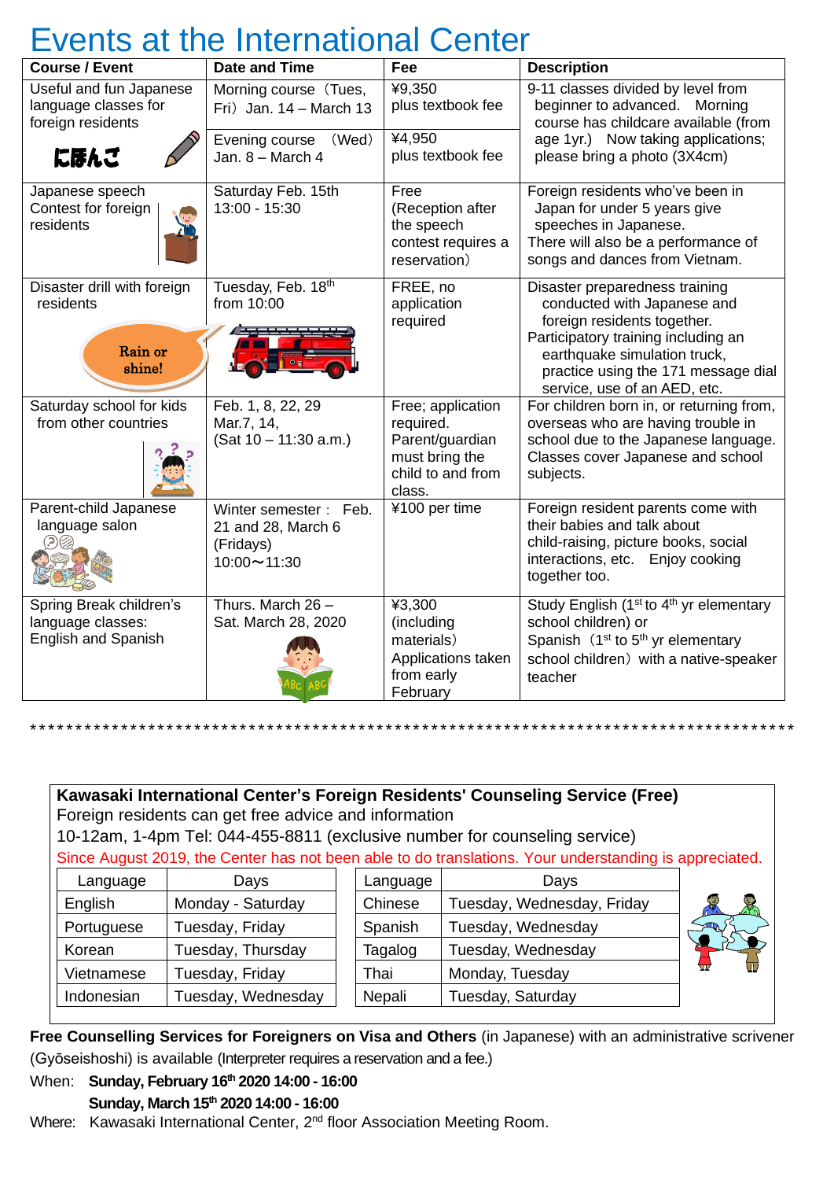# Events at the International Center

| Course / Event | Date and Time | Fee | Description |
|---|---|---|---|
| Useful and fun Japanese language classes for foreign residents にほんご | Morning course（Tues, Fri）Jan. 14 – March 13 | ¥9,350 plus textbook fee | 9-11 classes divided by level from beginner to advanced. Morning course has childcare available (from age 1yr.) Now taking applications; please bring a photo (3X4cm) |
| | Evening course （Wed） Jan. 8 – March 4 | ¥4,950 plus textbook fee | |
| Japanese speech Contest for foreign residents | Saturday Feb. 15th 13:00 - 15:30 | Free (Reception after the speech contest requires a reservation) | Foreign residents who've been in Japan for under 5 years give speeches in Japanese. There will also be a performance of songs and dances from Vietnam. |
| Disaster drill with foreign residents Rain or shine! | Tuesday, Feb. 18th from 10:00 | FREE, no application required | Disaster preparedness training conducted with Japanese and foreign residents together. Participatory training including an earthquake simulation truck, practice using the 171 message dial service, use of an AED, etc. |
| Saturday school for kids from other countries | Feb. 1, 8, 22, 29 Mar.7, 14, (Sat 10 – 11:30 a.m.) | Free; application required. Parent/guardian must bring the child to and from class. | For children born in, or returning from, overseas who are having trouble in school due to the Japanese language. Classes cover Japanese and school subjects. |
| Parent-child Japanese language salon | Winter semester： Feb. 21 and 28, March 6 (Fridays) 10:00～11:30 | ¥100 per time | Foreign resident parents come with their babies and talk about child-raising, picture books, social interactions, etc. Enjoy cooking together too. |
| Spring Break children's language classes: English and Spanish | Thurs. March 26 – Sat. March 28, 2020 | ¥3,300 (including materials) Applications taken from early February | Study English (1st to 4th yr elementary school children) or Spanish（1st to 5th yr elementary school children）with a native-speaker teacher |

*******************************************************************************************

**Kawasaki International Center's Foreign Residents' Counseling Service (Free)**

Foreign residents can get free advice and information

10-12am, 1-4pm Tel: 044-455-8811 (exclusive number for counseling service)

Since August 2019, the Center has not been able to do translations. Your understanding is appreciated.

| Language | Days | Language | Days |
|---|---|---|---|
| English | Monday - Saturday | Chinese | Tuesday, Wednesday, Friday |
| Portuguese | Tuesday, Friday | Spanish | Tuesday, Wednesday |
| Korean | Tuesday, Thursday | Tagalog | Tuesday, Wednesday |
| Vietnamese | Tuesday, Friday | Thai | Monday, Tuesday |
| Indonesian | Tuesday, Wednesday | Nepali | Tuesday, Saturday |

**Free Counselling Services for Foreigners on Visa and Others** (in Japanese) with an administrative scrivener (Gyōseishoshi) is available (Interpreter requires a reservation and a fee.)

When: **Sunday, February 16th 2020 14:00 - 16:00**

**Sunday, March 15th 2020 14:00 - 16:00**

Where: Kawasaki International Center, 2nd floor Association Meeting Room.